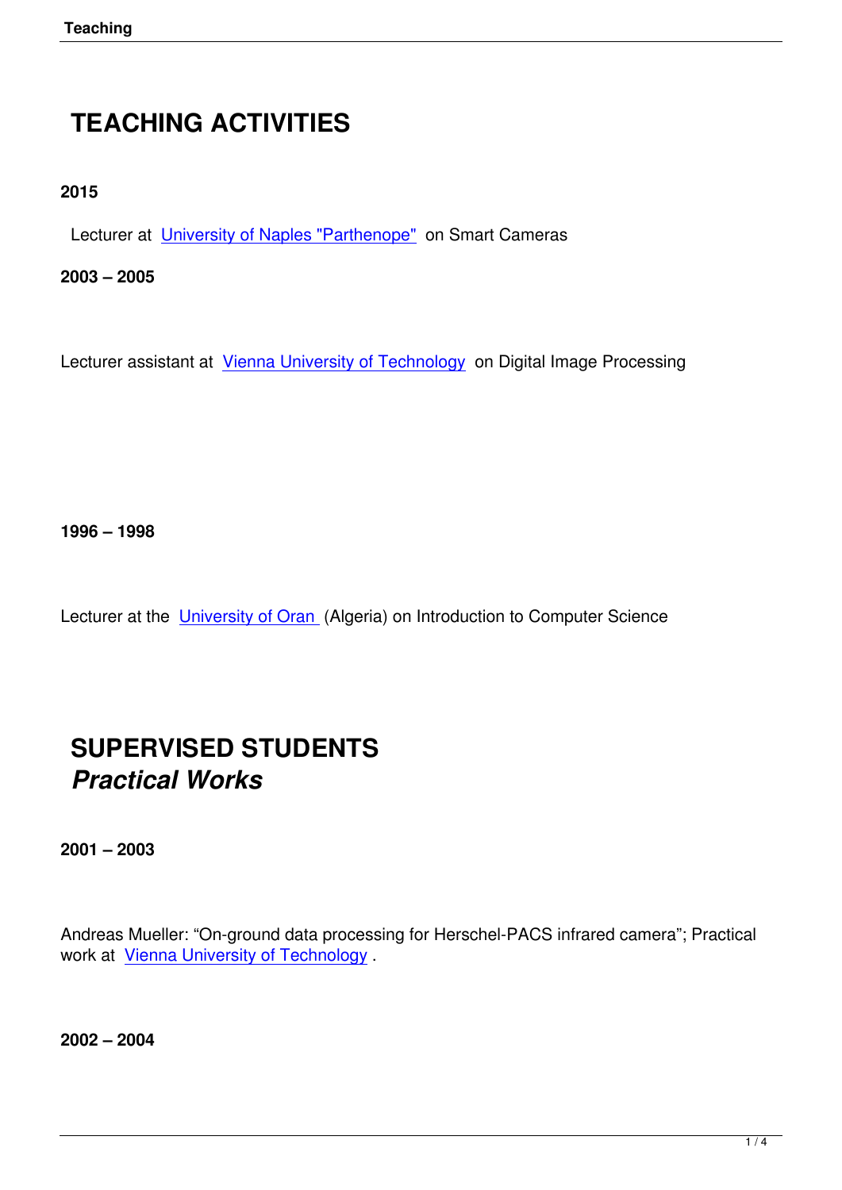# TEACHING ACTIVITIES

**2015**

Lecturer at University of Naples "Parthenope" on Smart Cameras

**2003 – 2005**

Lecturer assistant at Vienna University of Technology on Digital Image Processing

**1996 – 1998**

Lecturer at the University of Oran (Algeria) on Introduction to Computer Science

# SUPERVISED STUDENTS

## *Practical Works*

**2001 – 2003**

Andreas Mueller: “On-ground data processing for Herschel-PACS infrared camera”; Practical work at Vienna University of Technology .

**2002 – 2004**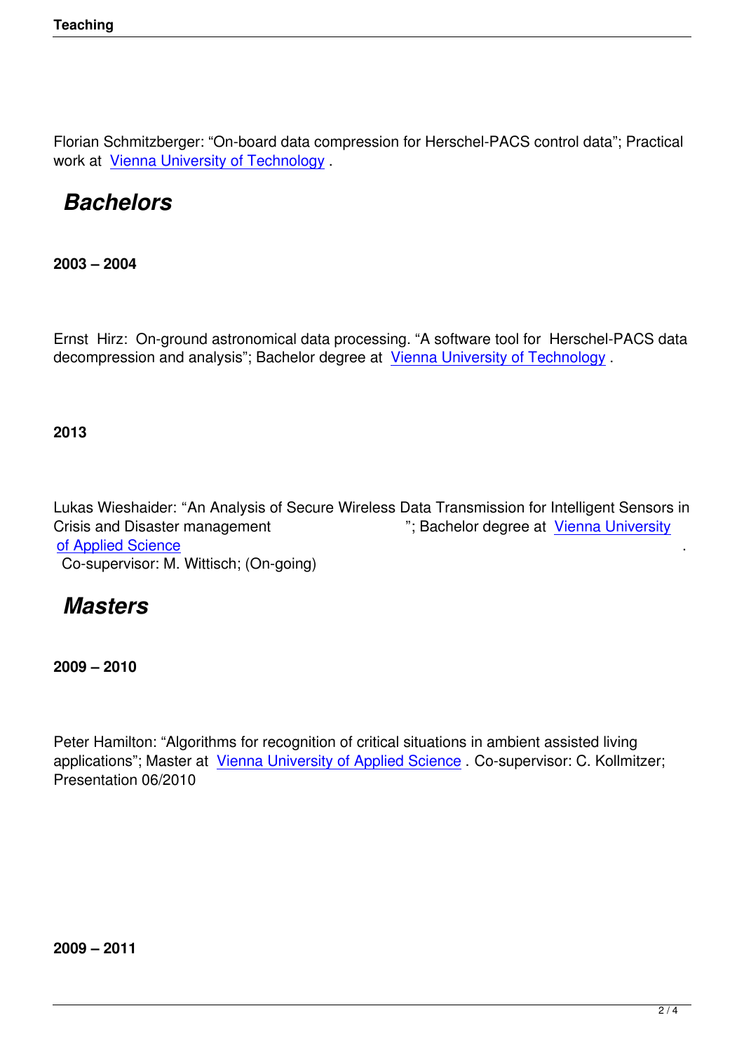Florian Schmitzberger: “On-board data compression for Herschel-PACS control data”; Practical work at Vienna University of Technology .

## *Bachelors*

**2003 – 2004**

Ernst Hirz: On-ground astronomical data processing. “A software tool for Herschel-PACS data decompression and analysis”; Bachelor degree at Vienna University of Technology .

**2013**

Lukas Wieshaider: “An Analysis of Secure Wireless Data Transmission for Intelligent Sensors in Crisis and Disaster management ”; Bachelor degree at Vienna University of Applied Science .
Co-supervisor: M. Wittisch; (On-going)

## *Masters*

**2009 – 2010**

Peter Hamilton: “Algorithms for recognition of critical situations in ambient assisted living applications”; Master at Vienna University of Applied Science . Co-supervisor: C. Kollmitzer; Presentation 06/2010

**2009 – 2011**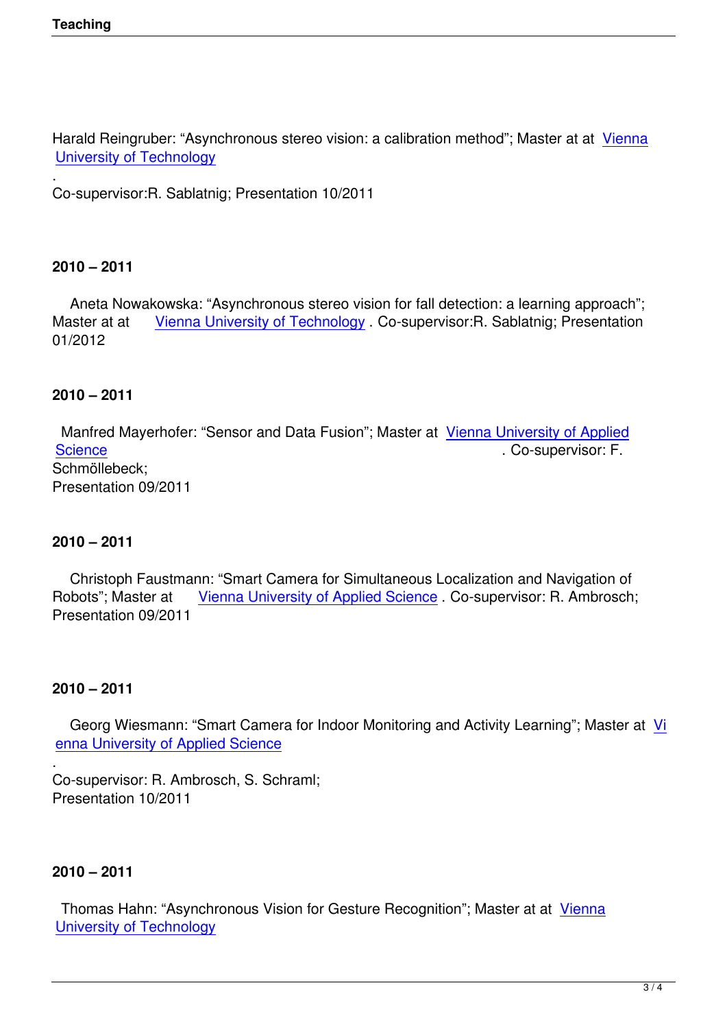Harald Reingruber: “Asynchronous stereo vision: a calibration method”; Master at at Vienna University of Technology

.

Co-supervisor:R. Sablatnig; Presentation 10/2011

**2010 – 2011**

Aneta Nowakowska: “Asynchronous stereo vision for fall detection: a learning approach”; Master at at Vienna University of Technology . Co-supervisor:R. Sablatnig; Presentation 01/2012

**2010 – 2011**

Manfred Mayerhofer: “Sensor and Data Fusion”; Master at Vienna University of Applied Science . Co-supervisor: F. Schmöllebeck;
Presentation 09/2011

**2010 – 2011**

Christoph Faustmann: “Smart Camera for Simultaneous Localization and Navigation of Robots”; Master at Vienna University of Applied Science . Co-supervisor: R. Ambrosch; Presentation 09/2011

**2010 – 2011**

Georg Wiesmann: “Smart Camera for Indoor Monitoring and Activity Learning”; Master at Vienna University of Applied Science

.

Co-supervisor: R. Ambrosch, S. Schraml;
Presentation 10/2011

**2010 – 2011**

Thomas Hahn: “Asynchronous Vision for Gesture Recognition”; Master at at Vienna University of Technology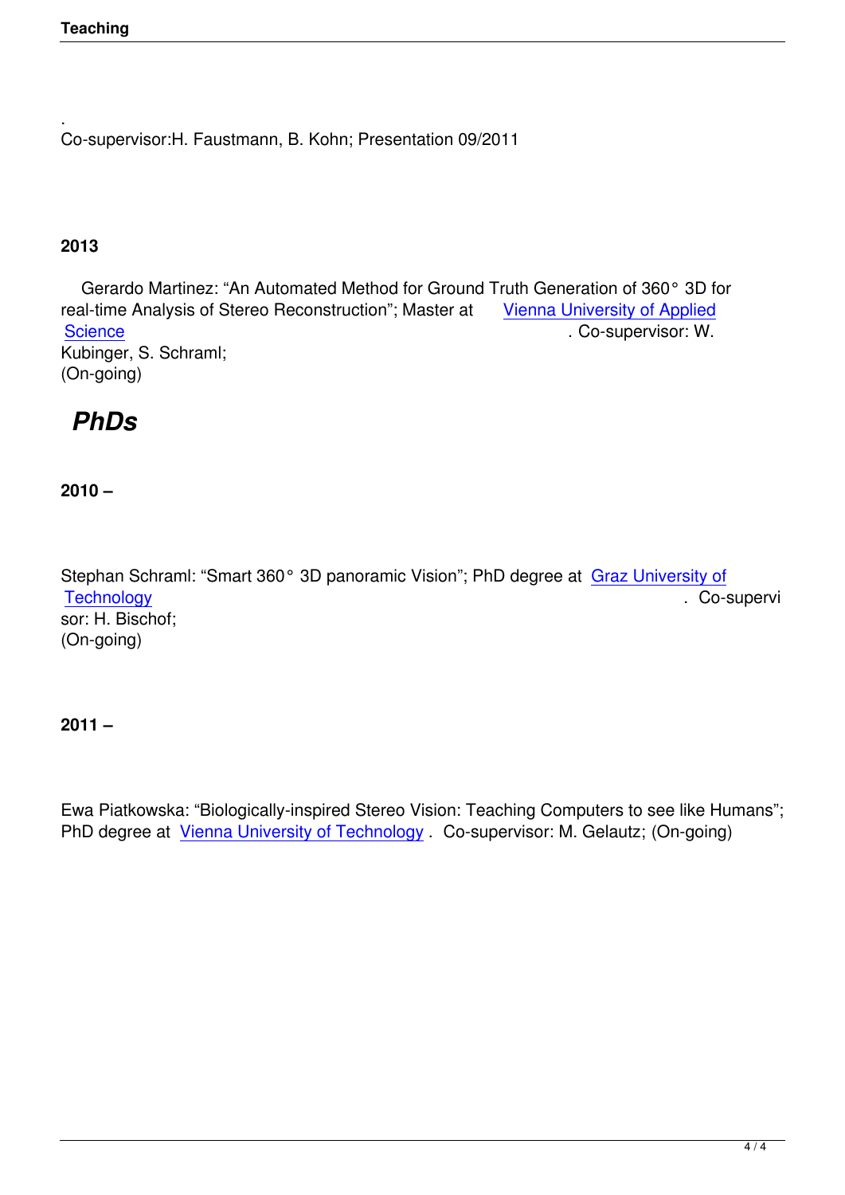.
Co-supervisor:H. Faustmann, B. Kohn; Presentation 09/2011

**2013**

Gerardo Martinez: “An Automated Method for Ground Truth Generation of 360° 3D for real-time Analysis of Stereo Reconstruction”; Master at Vienna University of Applied Science. Co-supervisor: W. Kubinger, S. Schraml;
(On-going)

## *PhDs*

**2010 –**

Stephan Schraml: “Smart 360° 3D panoramic Vision”; PhD degree at Graz University of Technology. Co-supervisor: H. Bischof;
(On-going)

**2011 –**

Ewa Piatkowska: “Biologically-inspired Stereo Vision: Teaching Computers to see like Humans”; PhD degree at Vienna University of Technology. Co-supervisor: M. Gelautz; (On-going)